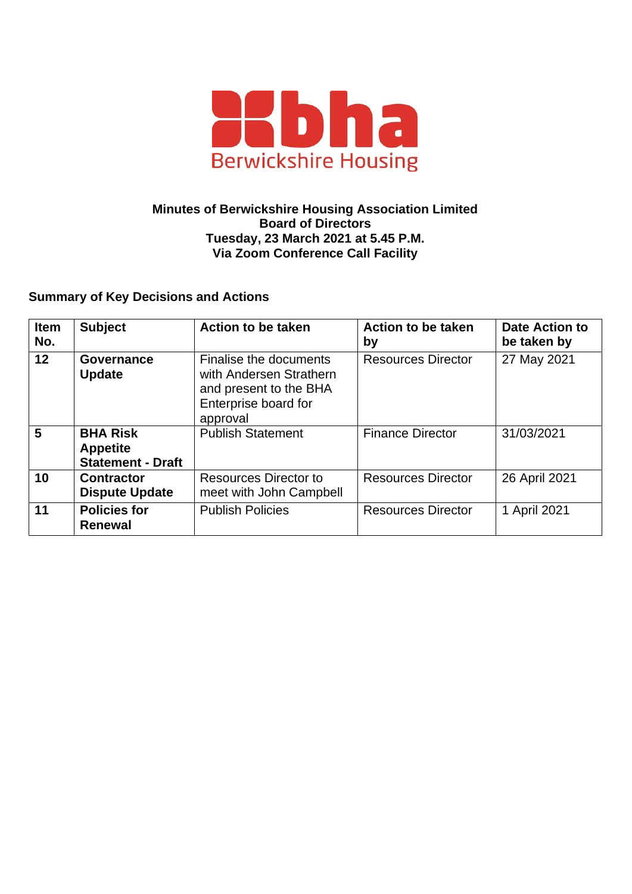**bha**
Berwickshire Housing

**Minutes of Berwickshire Housing Association Limited**
**Board of Directors**
**Tuesday, 23 March 2021 at 5.45 P.M.**
**Via Zoom Conference Call Facility**

### Summary of Key Decisions and Actions

| Item No. | Subject | Action to be taken | Action to be taken by | Date Action to be taken by |
|---|---|---|---|---|
| **12** | **Governance Update** | Finalise the documents with Andersen Strathern and present to the BHA Enterprise board for approval | Resources Director | 27 May 2021 |
| **5** | **BHA Risk Appetite Statement - Draft** | Publish Statement | Finance Director | 31/03/2021 |
| **10** | **Contractor Dispute Update** | Resources Director to meet with John Campbell | Resources Director | 26 April 2021 |
| **11** | **Policies for Renewal** | Publish Policies | Resources Director | 1 April 2021 |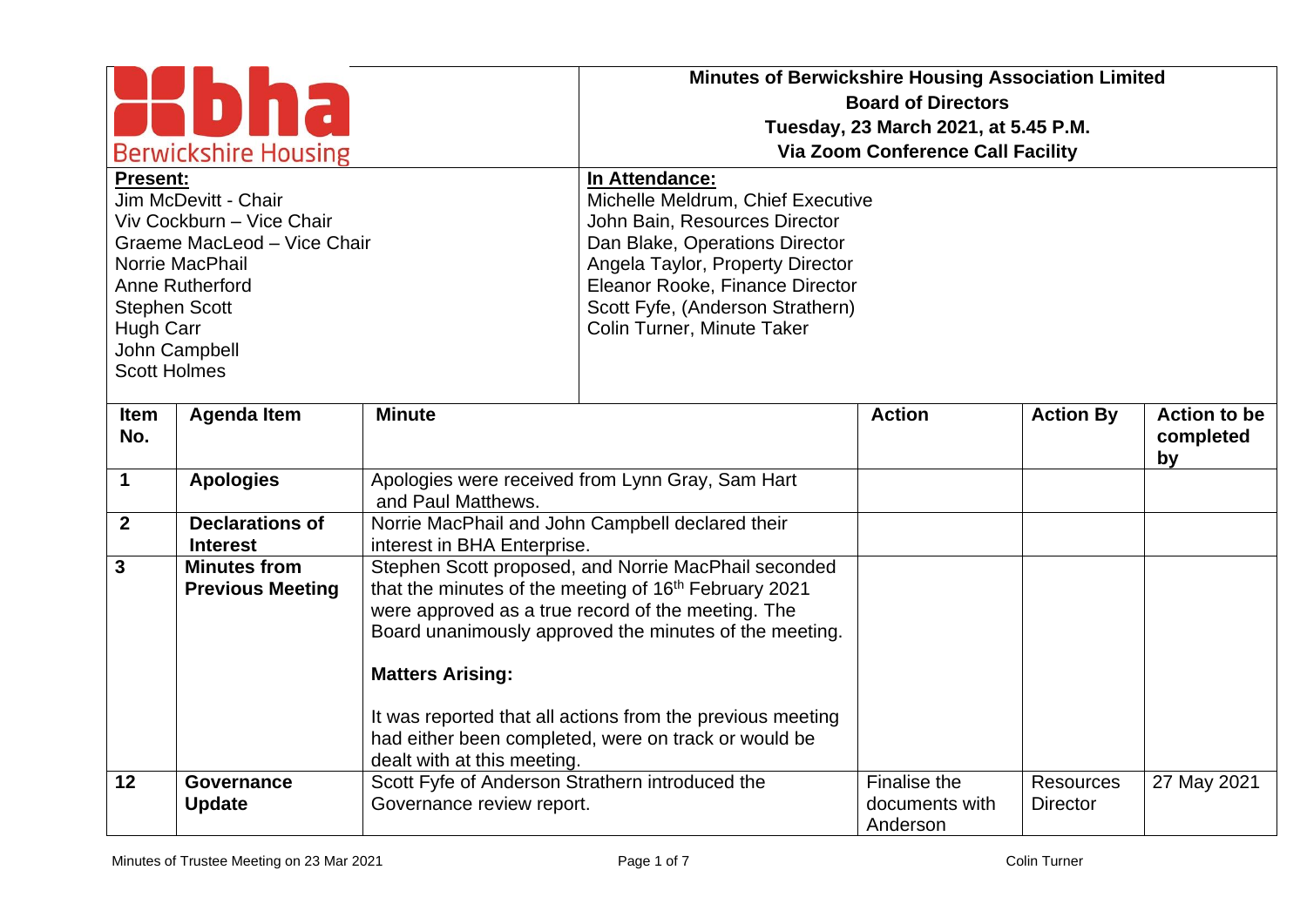| **bha** Berwickshire Housing | **Minutes of Berwickshire Housing Association Limited** **Board of Directors** **Tuesday, 23 March 2021, at 5.45 P.M.** **Via Zoom Conference Call Facility** |
|---|---|
| **Present:** Jim McDevitt - Chair Viv Cockburn – Vice Chair Graeme MacLeod – Vice Chair Norrie MacPhail Anne Rutherford Stephen Scott Hugh Carr John Campbell Scott Holmes | **In Attendance:** Michelle Meldrum, Chief Executive John Bain, Resources Director Dan Blake, Operations Director Angela Taylor, Property Director Eleanor Rooke, Finance Director Scott Fyfe, (Anderson Strathern) Colin Turner, Minute Taker |

| Item No. | Agenda Item | Minute | Action | Action By | Action to be completed by |
|---|---|---|---|---|---|
| **1** | **Apologies** | Apologies were received from Lynn Gray, Sam Hart and Paul Matthews. | | | |
| **2** | **Declarations of Interest** | Norrie MacPhail and John Campbell declared their interest in BHA Enterprise. | | | |
| **3** | **Minutes from Previous Meeting** | Stephen Scott proposed, and Norrie MacPhail seconded that the minutes of the meeting of 16th February 2021 were approved as a true record of the meeting. The Board unanimously approved the minutes of the meeting.<br><br>**Matters Arising:**<br><br>It was reported that all actions from the previous meeting had either been completed, were on track or would be dealt with at this meeting. | | | |
| **12** | **Governance Update** | Scott Fyfe of Anderson Strathern introduced the Governance review report. | Finalise the documents with Anderson | Resources Director | 27 May 2021 |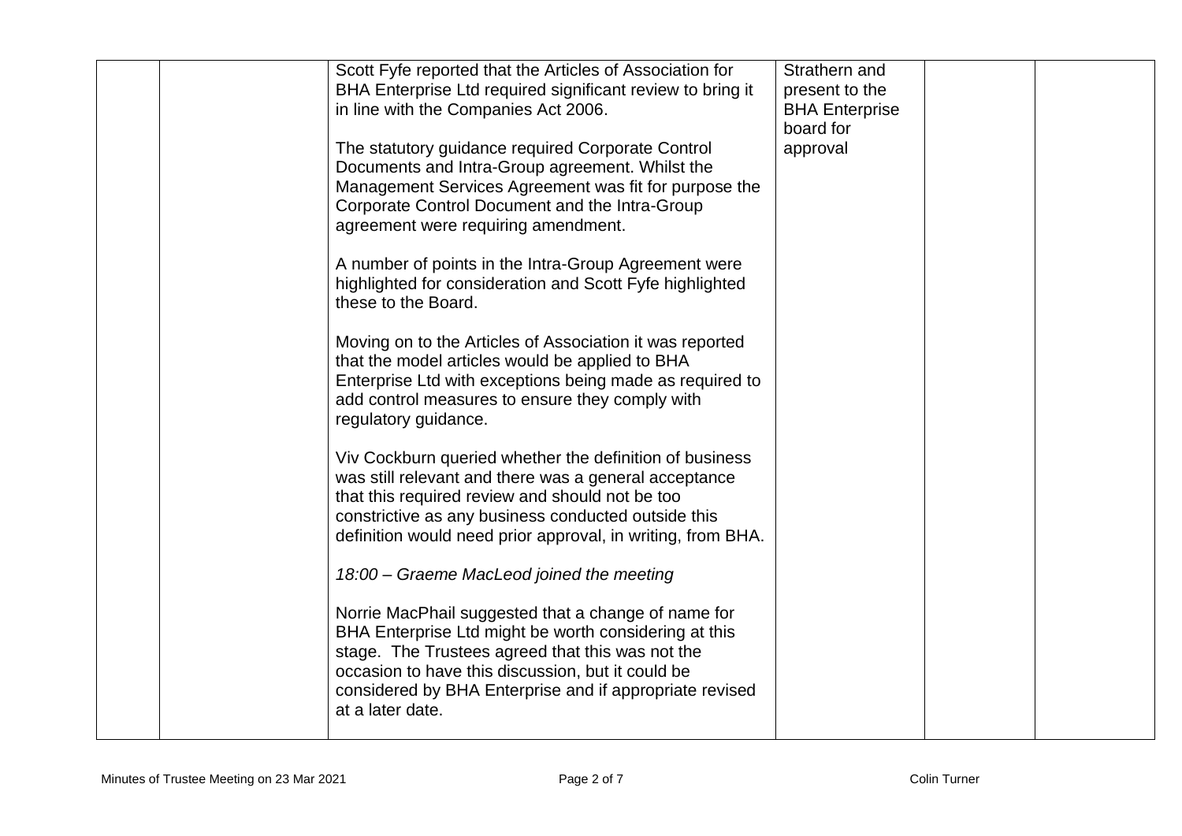|  |  | Scott Fyfe reported that the Articles of Association for BHA Enterprise Ltd required significant review to bring it in line with the Companies Act 2006.<br><br>The statutory guidance required Corporate Control Documents and Intra-Group agreement. Whilst the Management Services Agreement was fit for purpose the Corporate Control Document and the Intra-Group agreement were requiring amendment.<br><br>A number of points in the Intra-Group Agreement were highlighted for consideration and Scott Fyfe highlighted these to the Board.<br><br>Moving on to the Articles of Association it was reported that the model articles would be applied to BHA Enterprise Ltd with exceptions being made as required to add control measures to ensure they comply with regulatory guidance.<br><br>Viv Cockburn queried whether the definition of business was still relevant and there was a general acceptance that this required review and should not be too constrictive as any business conducted outside this definition would need prior approval, in writing, from BHA.<br><br>*18:00 – Graeme MacLeod joined the meeting*<br><br>Norrie MacPhail suggested that a change of name for BHA Enterprise Ltd might be worth considering at this stage. The Trustees agreed that this was not the occasion to have this discussion, but it could be considered by BHA Enterprise and if appropriate revised at a later date. | Strathern and present to the BHA Enterprise board for approval |  |  |
|---|---|---|---|---|---|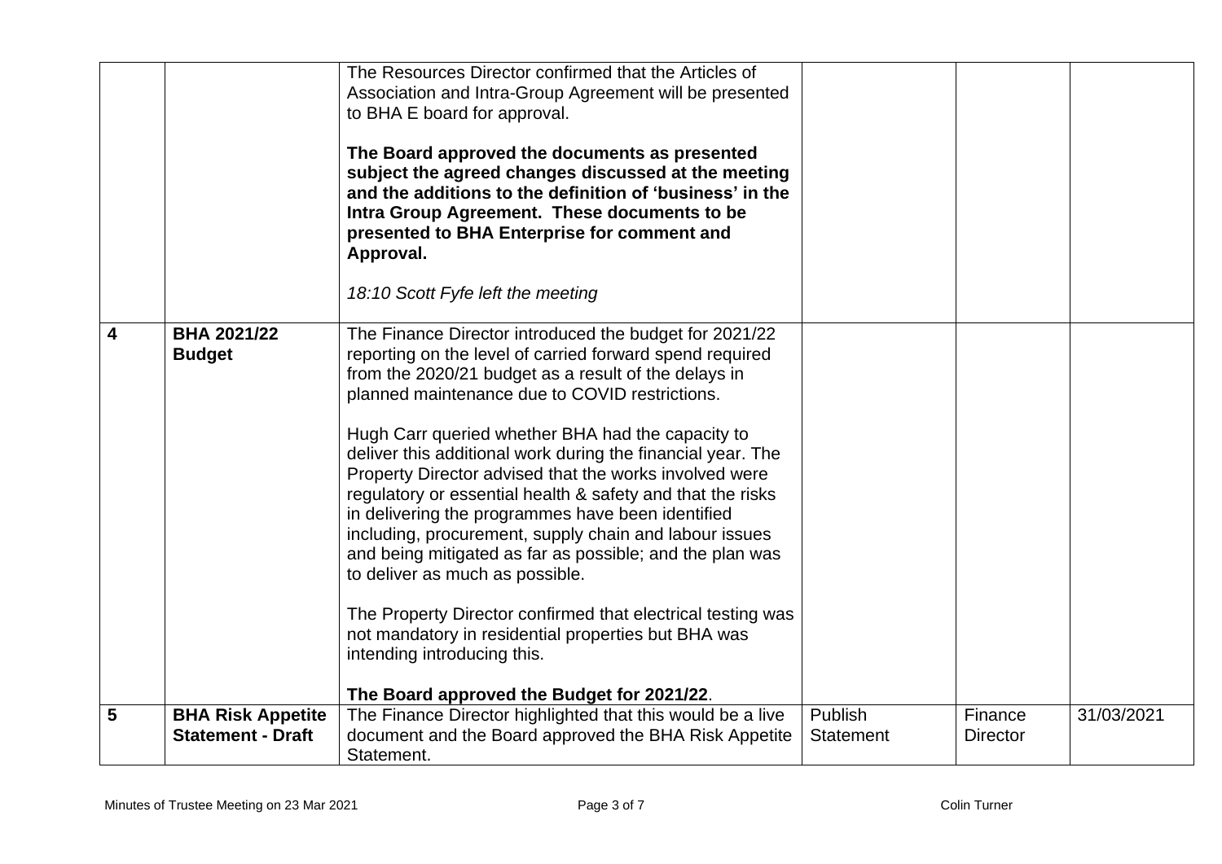| | | | | | |
|---|---|---|---|---|---|
| | | The Resources Director confirmed that the Articles of Association and Intra-Group Agreement will be presented to BHA E board for approval.<br><br>**The Board approved the documents as presented subject the agreed changes discussed at the meeting and the additions to the definition of 'business' in the Intra Group Agreement. These documents to be presented to BHA Enterprise for comment and Approval.**<br><br>*18:10 Scott Fyfe left the meeting* | | | |
| **4** | **BHA 2021/22 Budget** | The Finance Director introduced the budget for 2021/22 reporting on the level of carried forward spend required from the 2020/21 budget as a result of the delays in planned maintenance due to COVID restrictions.<br><br>Hugh Carr queried whether BHA had the capacity to deliver this additional work during the financial year. The Property Director advised that the works involved were regulatory or essential health & safety and that the risks in delivering the programmes have been identified including, procurement, supply chain and labour issues and being mitigated as far as possible; and the plan was to deliver as much as possible.<br><br>The Property Director confirmed that electrical testing was not mandatory in residential properties but BHA was intending introducing this.<br><br>**The Board approved the Budget for 2021/22**. | | | |
| **5** | **BHA Risk Appetite Statement - Draft** | The Finance Director highlighted that this would be a live document and the Board approved the BHA Risk Appetite Statement. | Publish Statement | Finance Director | 31/03/2021 |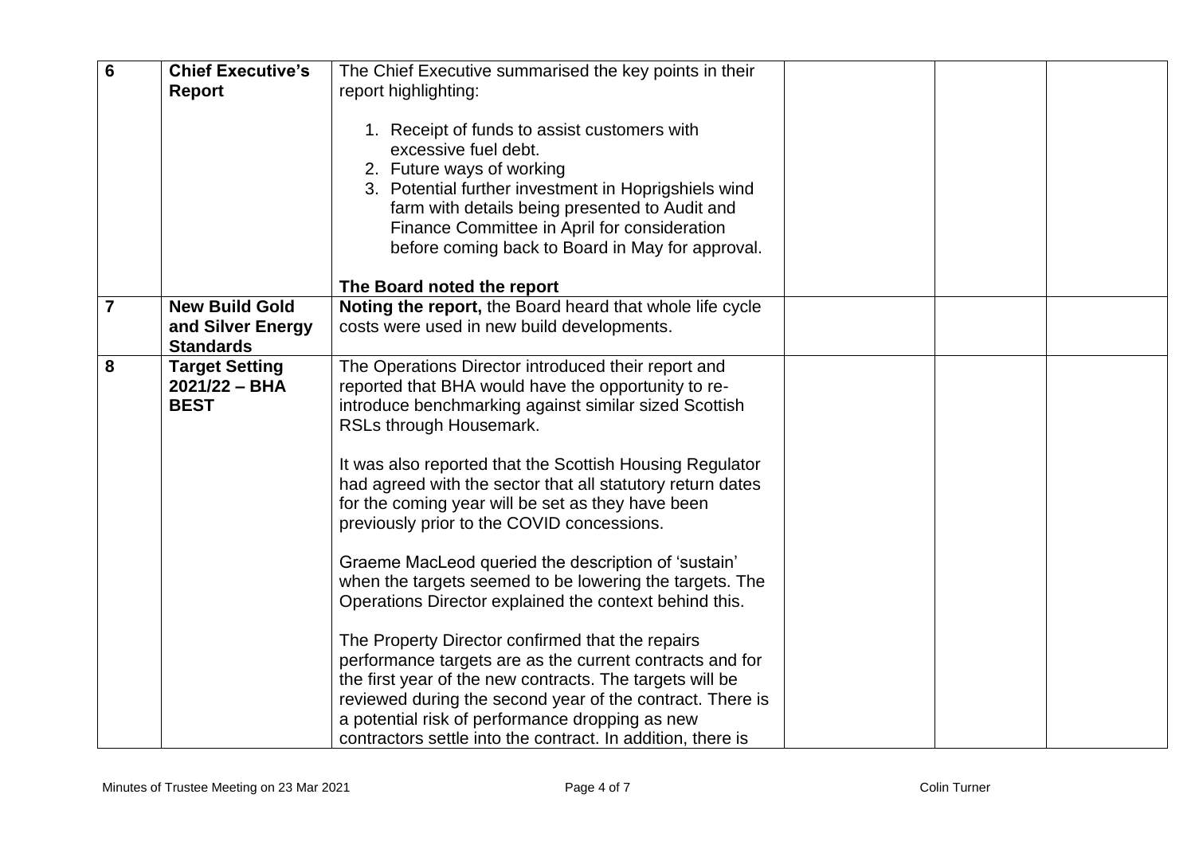| 6 | **Chief Executive's Report** | The Chief Executive summarised the key points in their report highlighting:<br><br>1. Receipt of funds to assist customers with excessive fuel debt.<br>2. Future ways of working<br>3. Potential further investment in Hoprigshiels wind farm with details being presented to Audit and Finance Committee in April for consideration before coming back to Board in May for approval.<br><br>**The Board noted the report** | | | |
|---|---|---|---|---|---|
| 7 | **New Build Gold and Silver Energy Standards** | **Noting the report,** the Board heard that whole life cycle costs were used in new build developments. | | | |
| 8 | **Target Setting 2021/22 – BHA BEST** | The Operations Director introduced their report and reported that BHA would have the opportunity to re-introduce benchmarking against similar sized Scottish RSLs through Housemark.<br><br>It was also reported that the Scottish Housing Regulator had agreed with the sector that all statutory return dates for the coming year will be set as they have been previously prior to the COVID concessions.<br><br>Graeme MacLeod queried the description of 'sustain' when the targets seemed to be lowering the targets. The Operations Director explained the context behind this.<br><br>The Property Director confirmed that the repairs performance targets are as the current contracts and for the first year of the new contracts. The targets will be reviewed during the second year of the contract. There is a potential risk of performance dropping as new contractors settle into the contract. In addition, there is | | | |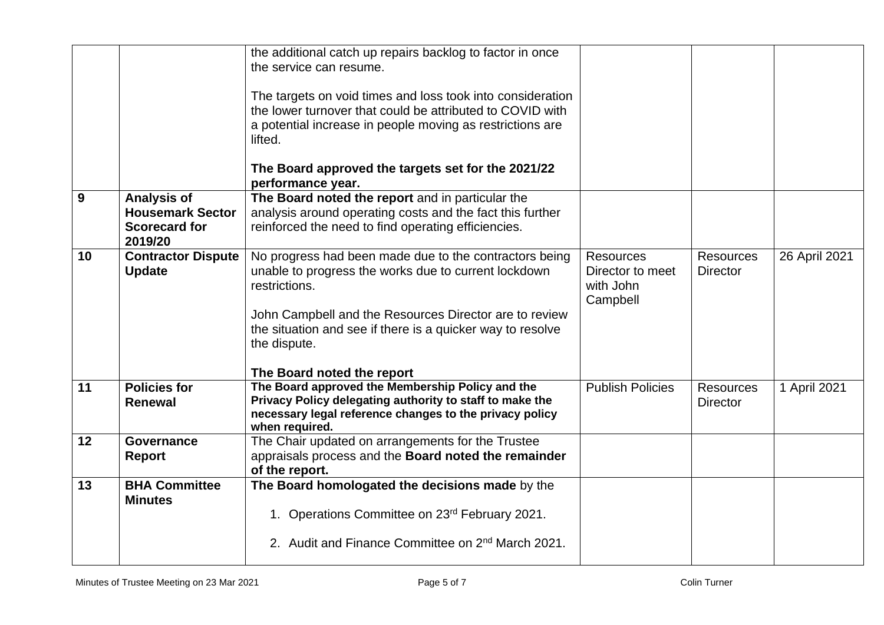| | | | | | |
|---|---|---|---|---|---|
| | | the additional catch up repairs backlog to factor in once the service can resume.<br><br>The targets on void times and loss took into consideration the lower turnover that could be attributed to COVID with a potential increase in people moving as restrictions are lifted.<br><br>**The Board approved the targets set for the 2021/22 performance year.** | | | |
| **9** | **Analysis of Housemark Sector Scorecard for 2019/20** | **The Board noted the report** and in particular the analysis around operating costs and the fact this further reinforced the need to find operating efficiencies. | | | |
| **10** | **Contractor Dispute Update** | No progress had been made due to the contractors being unable to progress the works due to current lockdown restrictions.<br><br>John Campbell and the Resources Director are to review the situation and see if there is a quicker way to resolve the dispute.<br><br>**The Board noted the report** | Resources Director to meet with John Campbell | Resources Director | 26 April 2021 |
| **11** | **Policies for Renewal** | **The Board approved the Membership Policy and the Privacy Policy delegating authority to staff to make the necessary legal reference changes to the privacy policy when required.** | Publish Policies | Resources Director | 1 April 2021 |
| **12** | **Governance Report** | The Chair updated on arrangements for the Trustee appraisals process and the **Board noted the remainder of the report.** | | | |
| **13** | **BHA Committee Minutes** | **The Board homologated the decisions made** by the<br><br>1. Operations Committee on 23rd February 2021.<br><br>2. Audit and Finance Committee on 2nd March 2021. | | | |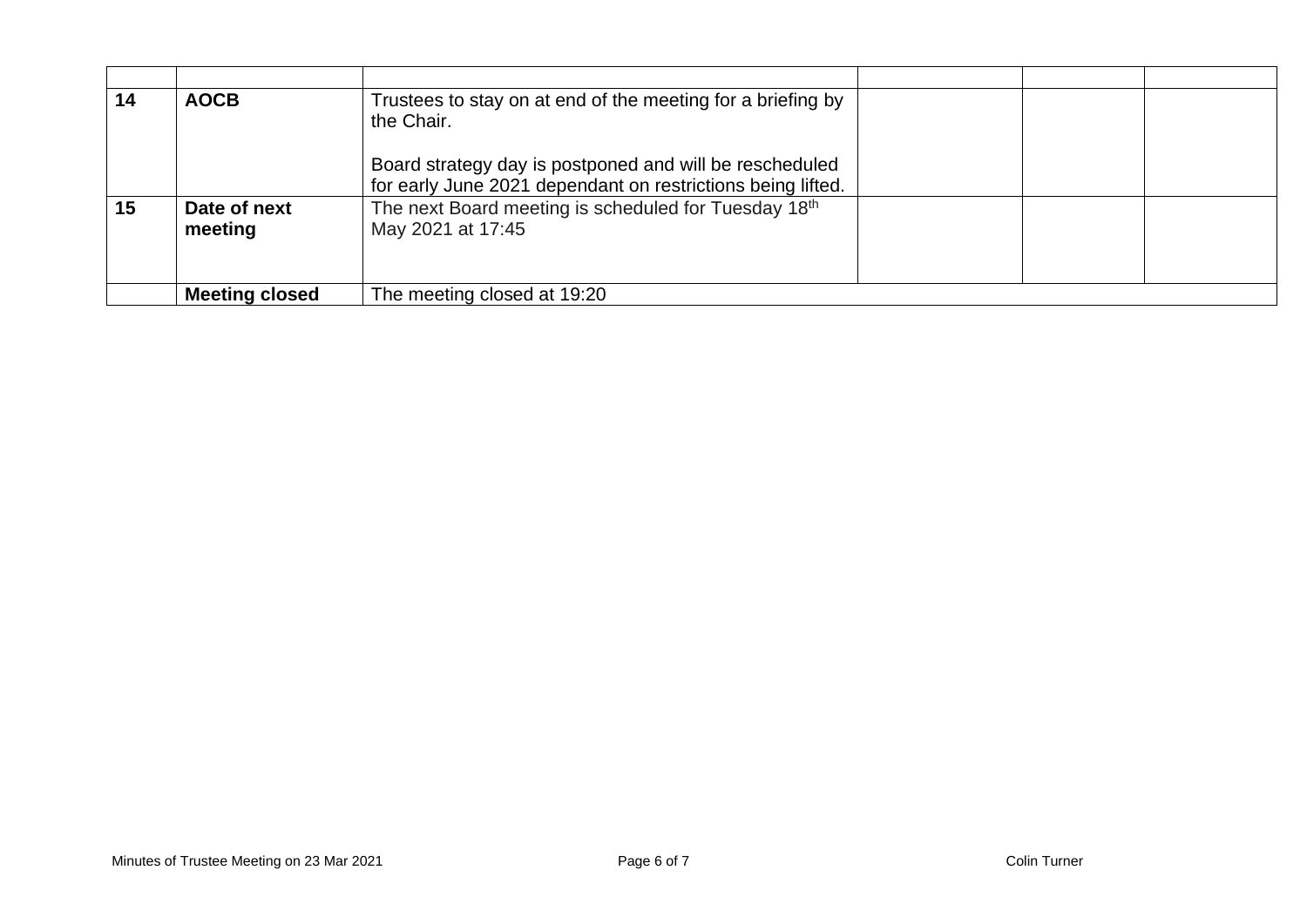| | | | | | |
|---|---|---|---|---|---|
| | | | | | |
| **14** | **AOCB** | Trustees to stay on at end of the meeting for a briefing by the Chair.<br><br>Board strategy day is postponed and will be rescheduled for early June 2021 dependant on restrictions being lifted. | | | |
| **15** | **Date of next meeting** | The next Board meeting is scheduled for Tuesday 18th May 2021 at 17:45 | | | |
| | **Meeting closed** | The meeting closed at 19:20 | | | |